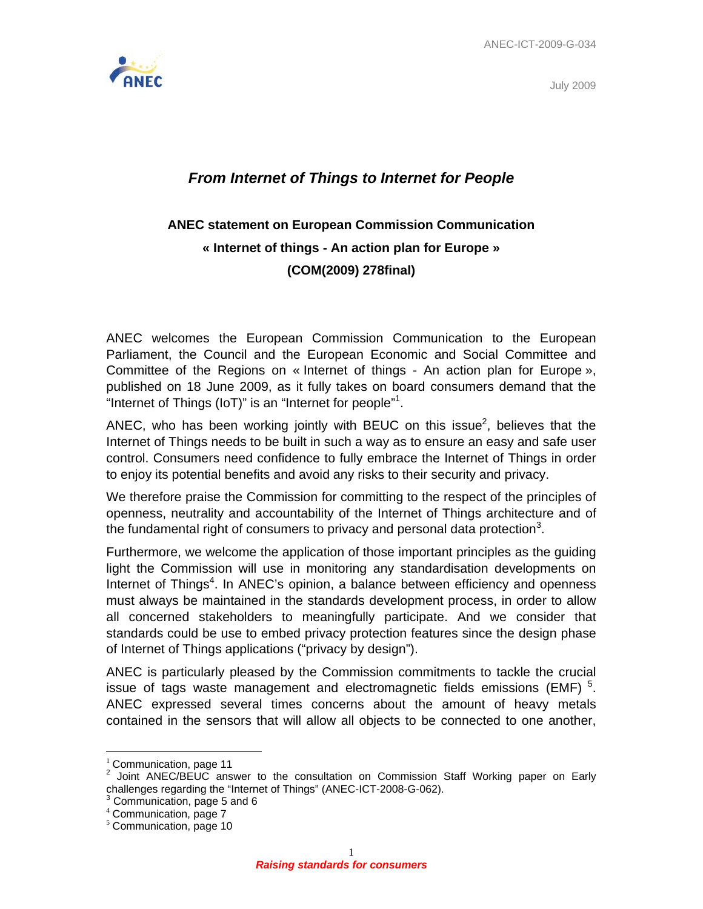ANEC-ICT-2009-G-034

July 2009

# *From Internet of Things to Internet for People*

## ANEC statement on European Commission Communication
## « Internet of things - An action plan for Europe »
## (COM(2009) 278final)

ANEC welcomes the European Commission Communication to the European Parliament, the Council and the European Economic and Social Committee and Committee of the Regions on « Internet of things - An action plan for Europe », published on 18 June 2009, as it fully takes on board consumers demand that the "Internet of Things (IoT)" is an "Internet for people"[1].

ANEC, who has been working jointly with BEUC on this issue[2], believes that the Internet of Things needs to be built in such a way as to ensure an easy and safe user control. Consumers need confidence to fully embrace the Internet of Things in order to enjoy its potential benefits and avoid any risks to their security and privacy.

We therefore praise the Commission for committing to the respect of the principles of openness, neutrality and accountability of the Internet of Things architecture and of the fundamental right of consumers to privacy and personal data protection[3].

Furthermore, we welcome the application of those important principles as the guiding light the Commission will use in monitoring any standardisation developments on Internet of Things[4]. In ANEC's opinion, a balance between efficiency and openness must always be maintained in the standards development process, in order to allow all concerned stakeholders to meaningfully participate. And we consider that standards could be use to embed privacy protection features since the design phase of Internet of Things applications ("privacy by design").

ANEC is particularly pleased by the Commission commitments to tackle the crucial issue of tags waste management and electromagnetic fields emissions (EMF) [5]. ANEC expressed several times concerns about the amount of heavy metals contained in the sensors that will allow all objects to be connected to one another,

---

[1] Communication, page 11
[2] Joint ANEC/BEUC answer to the consultation on Commission Staff Working paper on Early challenges regarding the "Internet of Things" (ANEC-ICT-2008-G-062).
[3] Communication, page 5 and 6
[4] Communication, page 7
[5] Communication, page 10

*Raising standards for consumers*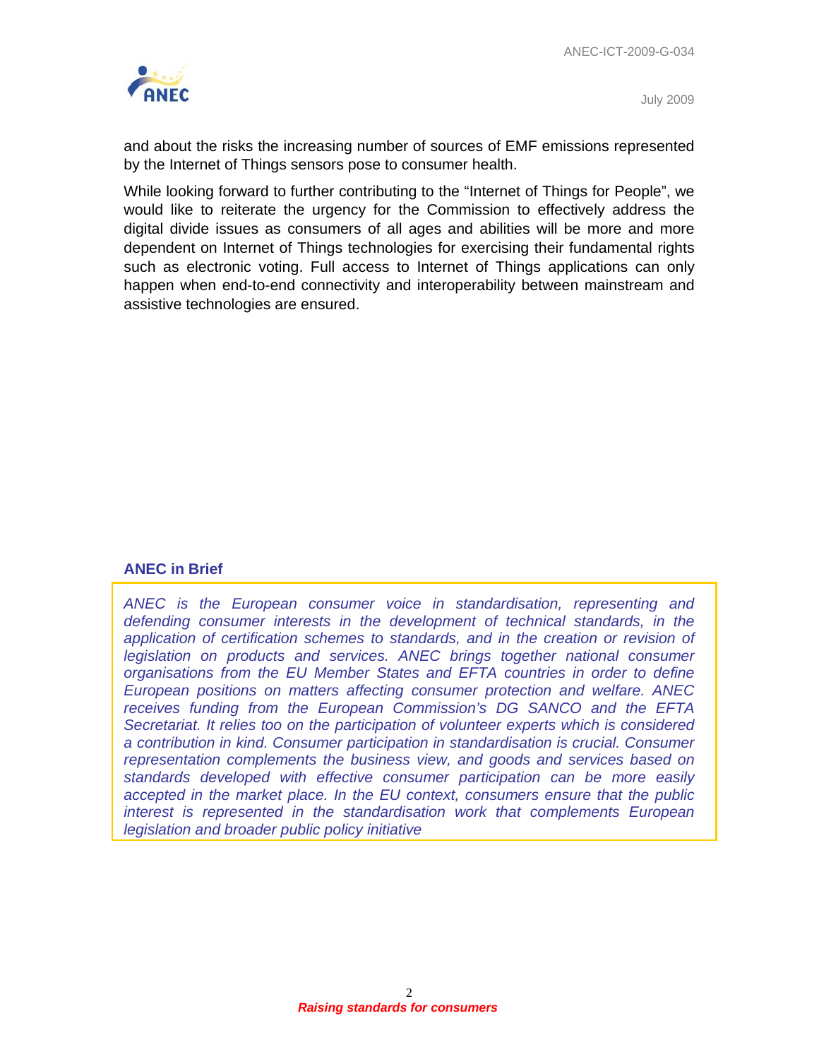and about the risks the increasing number of sources of EMF emissions represented by the Internet of Things sensors pose to consumer health.

While looking forward to further contributing to the "Internet of Things for People", we would like to reiterate the urgency for the Commission to effectively address the digital divide issues as consumers of all ages and abilities will be more and more dependent on Internet of Things technologies for exercising their fundamental rights such as electronic voting. Full access to Internet of Things applications can only happen when end-to-end connectivity and interoperability between mainstream and assistive technologies are ensured.

**ANEC in Brief**

*ANEC is the European consumer voice in standardisation, representing and defending consumer interests in the development of technical standards, in the application of certification schemes to standards, and in the creation or revision of legislation on products and services. ANEC brings together national consumer organisations from the EU Member States and EFTA countries in order to define European positions on matters affecting consumer protection and welfare. ANEC receives funding from the European Commission's DG SANCO and the EFTA Secretariat. It relies too on the participation of volunteer experts which is considered a contribution in kind. Consumer participation in standardisation is crucial. Consumer representation complements the business view, and goods and services based on standards developed with effective consumer participation can be more easily accepted in the market place. In the EU context, consumers ensure that the public interest is represented in the standardisation work that complements European legislation and broader public policy initiative*